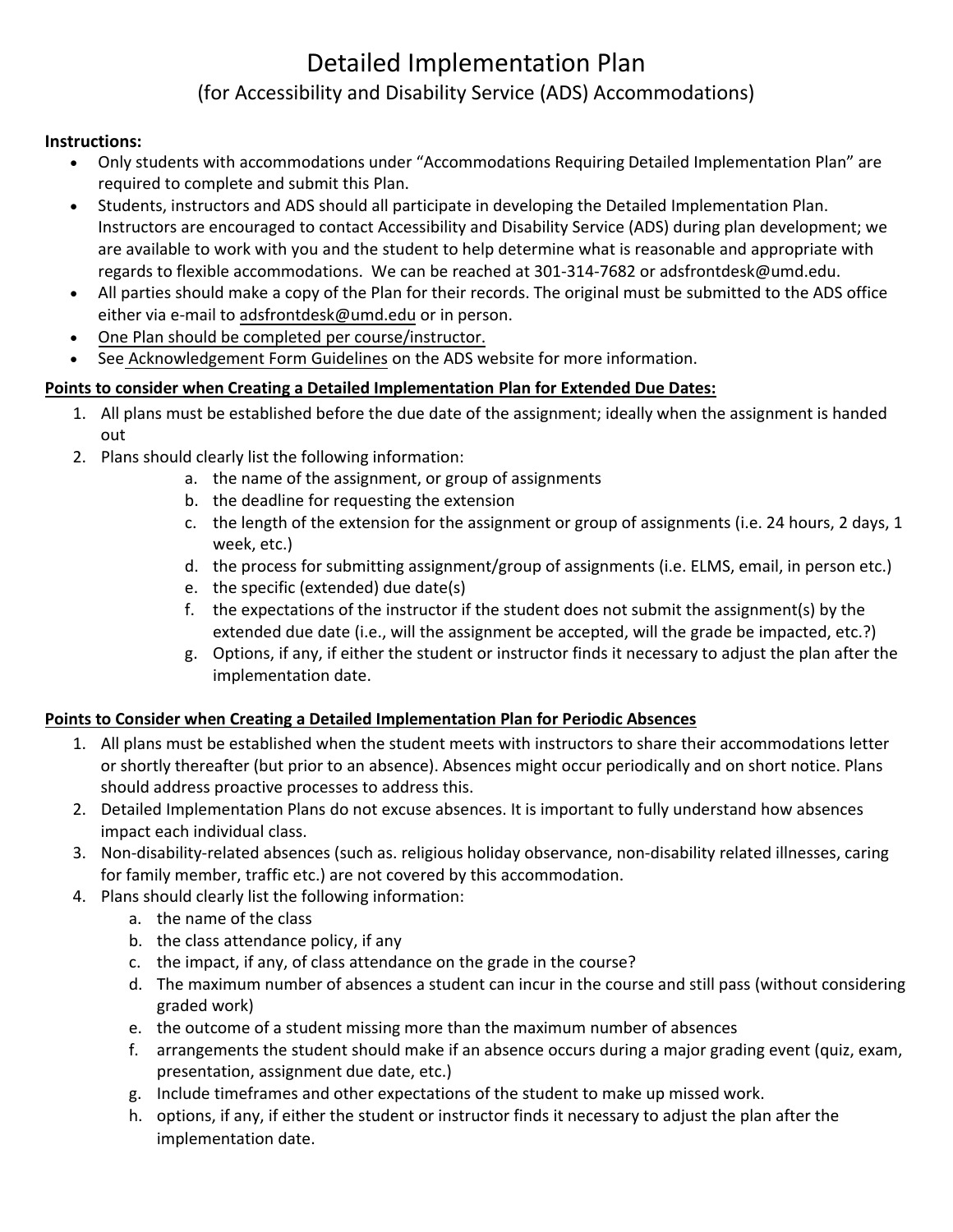# Detailed Implementation Plan

## (for Accessibility and Disability Service (ADS) Accommodations)

**Instructions:**

- Only students with accommodations under "Accommodations Requiring Detailed Implementation Plan" are required to complete and submit this Plan.
- Students, instructors and ADS should all participate in developing the Detailed Implementation Plan. Instructors are encouraged to contact Accessibility and Disability Service (ADS) during plan development; we are available to work with you and the student to help determine what is reasonable and appropriate with regards to flexible accommodations. We can be reached at 301-314-7682 or adsfrontdesk@umd.edu.
- All parties should make a copy of the Plan for their records. The original must be submitted to the ADS office either via e-mail to adsfrontdesk@umd.edu or in person.
- One Plan should be completed per course/instructor.
- See Acknowledgement Form Guidelines on the ADS website for more information.

**Points to consider when Creating a Detailed Implementation Plan for Extended Due Dates:**

1. All plans must be established before the due date of the assignment; ideally when the assignment is handed out
2. Plans should clearly list the following information:
   a. the name of the assignment, or group of assignments
   b. the deadline for requesting the extension
   c. the length of the extension for the assignment or group of assignments (i.e. 24 hours, 2 days, 1 week, etc.)
   d. the process for submitting assignment/group of assignments (i.e. ELMS, email, in person etc.)
   e. the specific (extended) due date(s)
   f. the expectations of the instructor if the student does not submit the assignment(s) by the extended due date (i.e., will the assignment be accepted, will the grade be impacted, etc.?)
   g. Options, if any, if either the student or instructor finds it necessary to adjust the plan after the implementation date.

**Points to Consider when Creating a Detailed Implementation Plan for Periodic Absences**

1. All plans must be established when the student meets with instructors to share their accommodations letter or shortly thereafter (but prior to an absence). Absences might occur periodically and on short notice. Plans should address proactive processes to address this.
2. Detailed Implementation Plans do not excuse absences. It is important to fully understand how absences impact each individual class.
3. Non-disability-related absences (such as. religious holiday observance, non-disability related illnesses, caring for family member, traffic etc.) are not covered by this accommodation.
4. Plans should clearly list the following information:
   a. the name of the class
   b. the class attendance policy, if any
   c. the impact, if any, of class attendance on the grade in the course?
   d. The maximum number of absences a student can incur in the course and still pass (without considering graded work)
   e. the outcome of a student missing more than the maximum number of absences
   f. arrangements the student should make if an absence occurs during a major grading event (quiz, exam, presentation, assignment due date, etc.)
   g. Include timeframes and other expectations of the student to make up missed work.
   h. options, if any, if either the student or instructor finds it necessary to adjust the plan after the implementation date.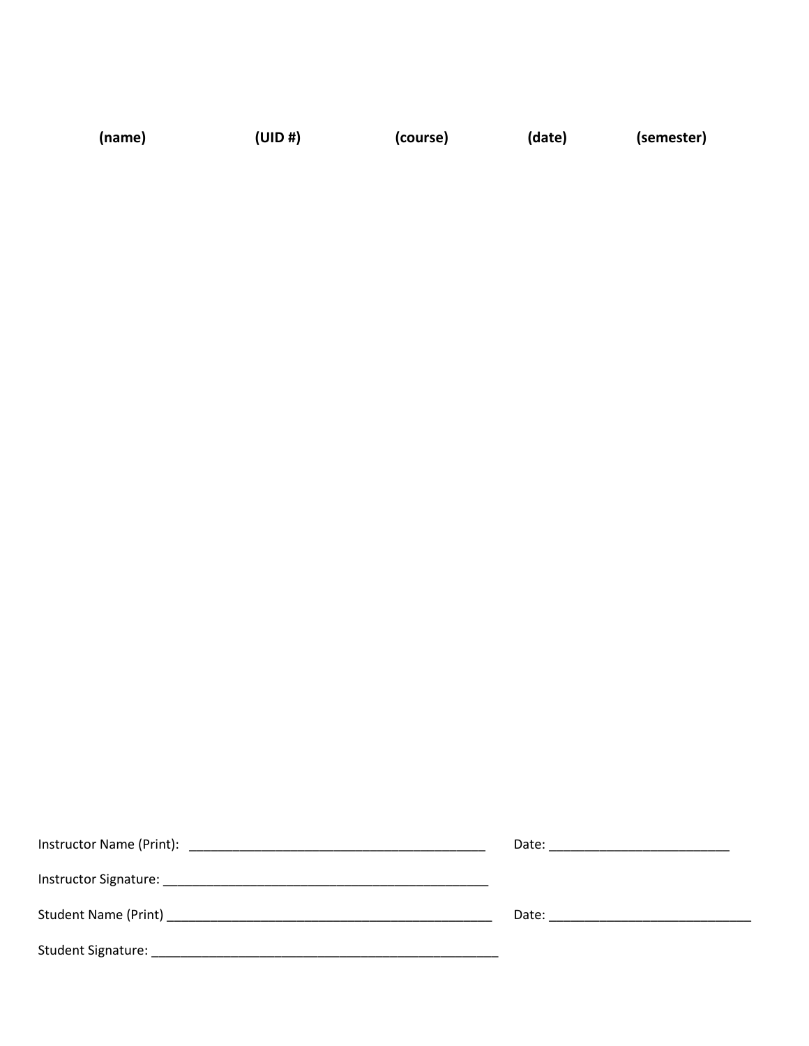**(name)** **(UID #)** **(course)** **(date)** **(semester)**

Instructor Name (Print): ___________________________________________ Date: __________________________

Instructor Signature: ________________________________________________

Student Name (Print) _______________________________________________ Date: ______________________________

Student Signature: ____________________________________________________